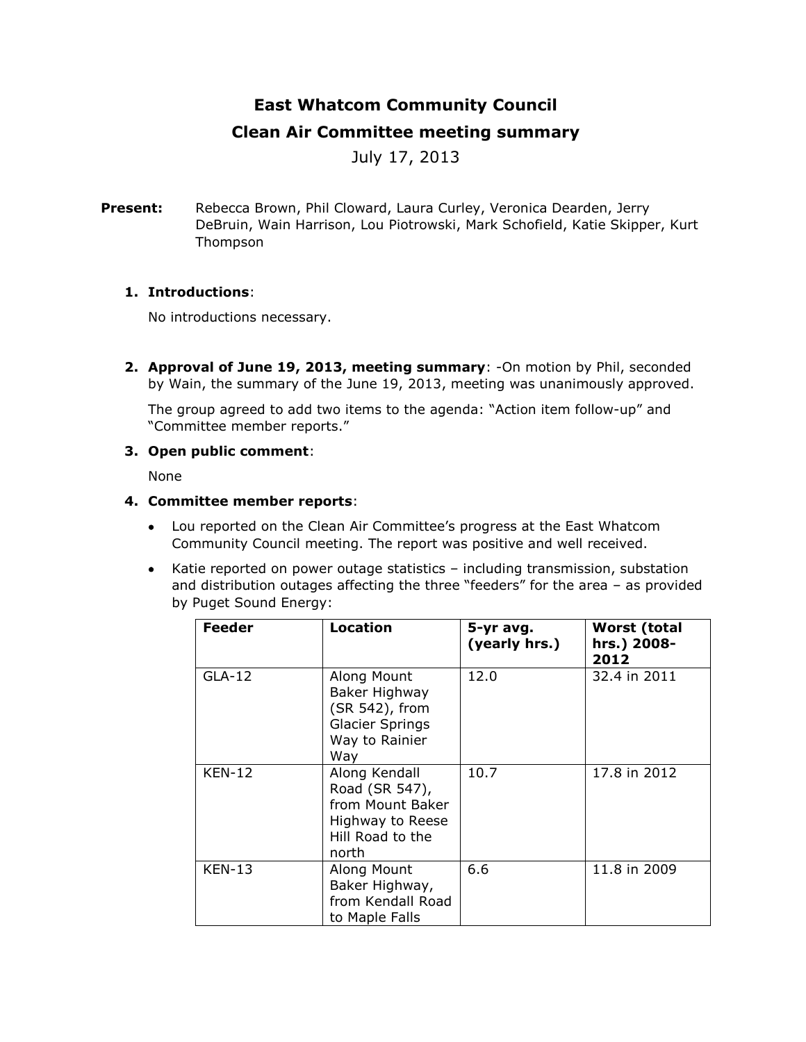# East Whatcom Community Council

## Clean Air Committee meeting summary

July 17, 2013

**Present:** Rebecca Brown, Phil Cloward, Laura Curley, Veronica Dearden, Jerry DeBruin, Wain Harrison, Lou Piotrowski, Mark Schofield, Katie Skipper, Kurt Thompson

1. **Introductions**:

   No introductions necessary.

2. **Approval of June 19, 2013, meeting summary**: -On motion by Phil, seconded by Wain, the summary of the June 19, 2013, meeting was unanimously approved.

   The group agreed to add two items to the agenda: "Action item follow-up" and "Committee member reports."

3. **Open public comment**:

   None

4. **Committee member reports**:

   - Lou reported on the Clean Air Committee's progress at the East Whatcom Community Council meeting. The report was positive and well received.
   - Katie reported on power outage statistics – including transmission, substation and distribution outages affecting the three "feeders" for the area – as provided by Puget Sound Energy:

| Feeder | Location | 5-yr avg. (yearly hrs.) | Worst (total hrs.) 2008-2012 |
|---|---|---|---|
| GLA-12 | Along Mount Baker Highway (SR 542), from Glacier Springs Way to Rainier Way | 12.0 | 32.4 in 2011 |
| KEN-12 | Along Kendall Road (SR 547), from Mount Baker Highway to Reese Hill Road to the north | 10.7 | 17.8 in 2012 |
| KEN-13 | Along Mount Baker Highway, from Kendall Road to Maple Falls | 6.6 | 11.8 in 2009 |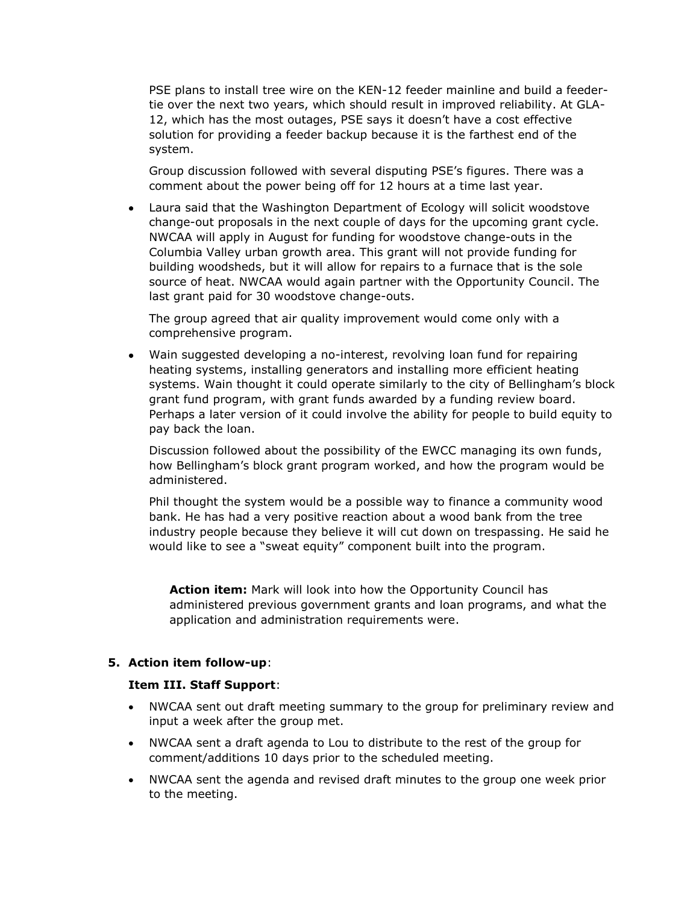PSE plans to install tree wire on the KEN-12 feeder mainline and build a feeder-tie over the next two years, which should result in improved reliability. At GLA-12, which has the most outages, PSE says it doesn't have a cost effective solution for providing a feeder backup because it is the farthest end of the system.

Group discussion followed with several disputing PSE's figures. There was a comment about the power being off for 12 hours at a time last year.

- Laura said that the Washington Department of Ecology will solicit woodstove change-out proposals in the next couple of days for the upcoming grant cycle. NWCAA will apply in August for funding for woodstove change-outs in the Columbia Valley urban growth area. This grant will not provide funding for building woodsheds, but it will allow for repairs to a furnace that is the sole source of heat. NWCAA would again partner with the Opportunity Council. The last grant paid for 30 woodstove change-outs.

  The group agreed that air quality improvement would come only with a comprehensive program.

- Wain suggested developing a no-interest, revolving loan fund for repairing heating systems, installing generators and installing more efficient heating systems. Wain thought it could operate similarly to the city of Bellingham's block grant fund program, with grant funds awarded by a funding review board. Perhaps a later version of it could involve the ability for people to build equity to pay back the loan.

  Discussion followed about the possibility of the EWCC managing its own funds, how Bellingham's block grant program worked, and how the program would be administered.

  Phil thought the system would be a possible way to finance a community wood bank. He has had a very positive reaction about a wood bank from the tree industry people because they believe it will cut down on trespassing. He said he would like to see a "sweat equity" component built into the program.

  **Action item:** Mark will look into how the Opportunity Council has administered previous government grants and loan programs, and what the application and administration requirements were.

**5. Action item follow-up**:

**Item III. Staff Support**:

- NWCAA sent out draft meeting summary to the group for preliminary review and input a week after the group met.
- NWCAA sent a draft agenda to Lou to distribute to the rest of the group for comment/additions 10 days prior to the scheduled meeting.
- NWCAA sent the agenda and revised draft minutes to the group one week prior to the meeting.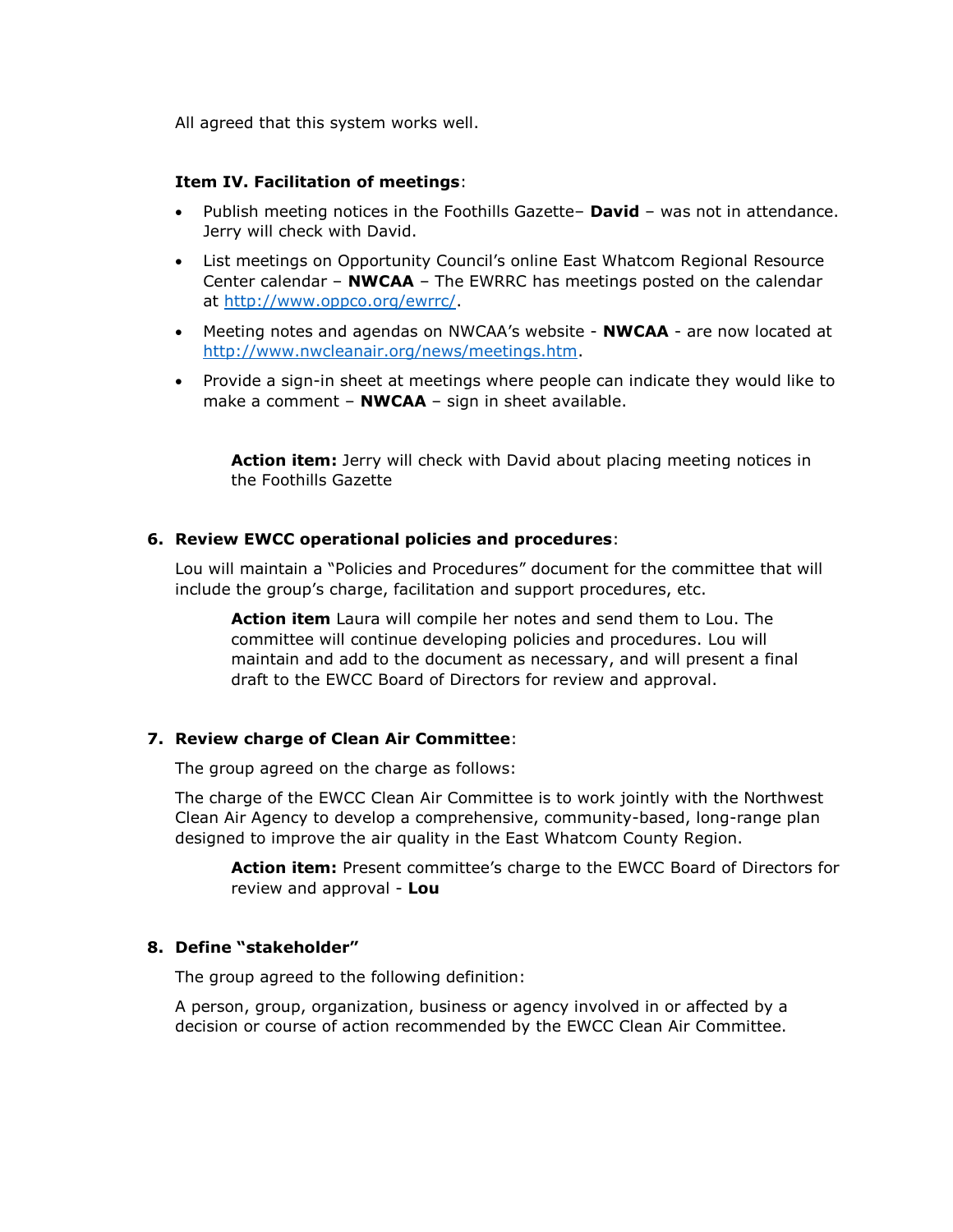All agreed that this system works well.

**Item IV. Facilitation of meetings**:

- Publish meeting notices in the Foothills Gazette– **David** – was not in attendance. Jerry will check with David.
- List meetings on Opportunity Council's online East Whatcom Regional Resource Center calendar – **NWCAA** – The EWRRC has meetings posted on the calendar at http://www.oppco.org/ewrrc/.
- Meeting notes and agendas on NWCAA's website - **NWCAA** - are now located at http://www.nwcleanair.org/news/meetings.htm.
- Provide a sign-in sheet at meetings where people can indicate they would like to make a comment – **NWCAA** – sign in sheet available.

> **Action item:** Jerry will check with David about placing meeting notices in the Foothills Gazette

**6. Review EWCC operational policies and procedures**:

Lou will maintain a "Policies and Procedures" document for the committee that will include the group's charge, facilitation and support procedures, etc.

> **Action item** Laura will compile her notes and send them to Lou. The committee will continue developing policies and procedures. Lou will maintain and add to the document as necessary, and will present a final draft to the EWCC Board of Directors for review and approval.

**7. Review charge of Clean Air Committee**:

The group agreed on the charge as follows:

The charge of the EWCC Clean Air Committee is to work jointly with the Northwest Clean Air Agency to develop a comprehensive, community-based, long-range plan designed to improve the air quality in the East Whatcom County Region.

> **Action item:** Present committee's charge to the EWCC Board of Directors for review and approval - **Lou**

**8. Define "stakeholder"**

The group agreed to the following definition:

A person, group, organization, business or agency involved in or affected by a decision or course of action recommended by the EWCC Clean Air Committee.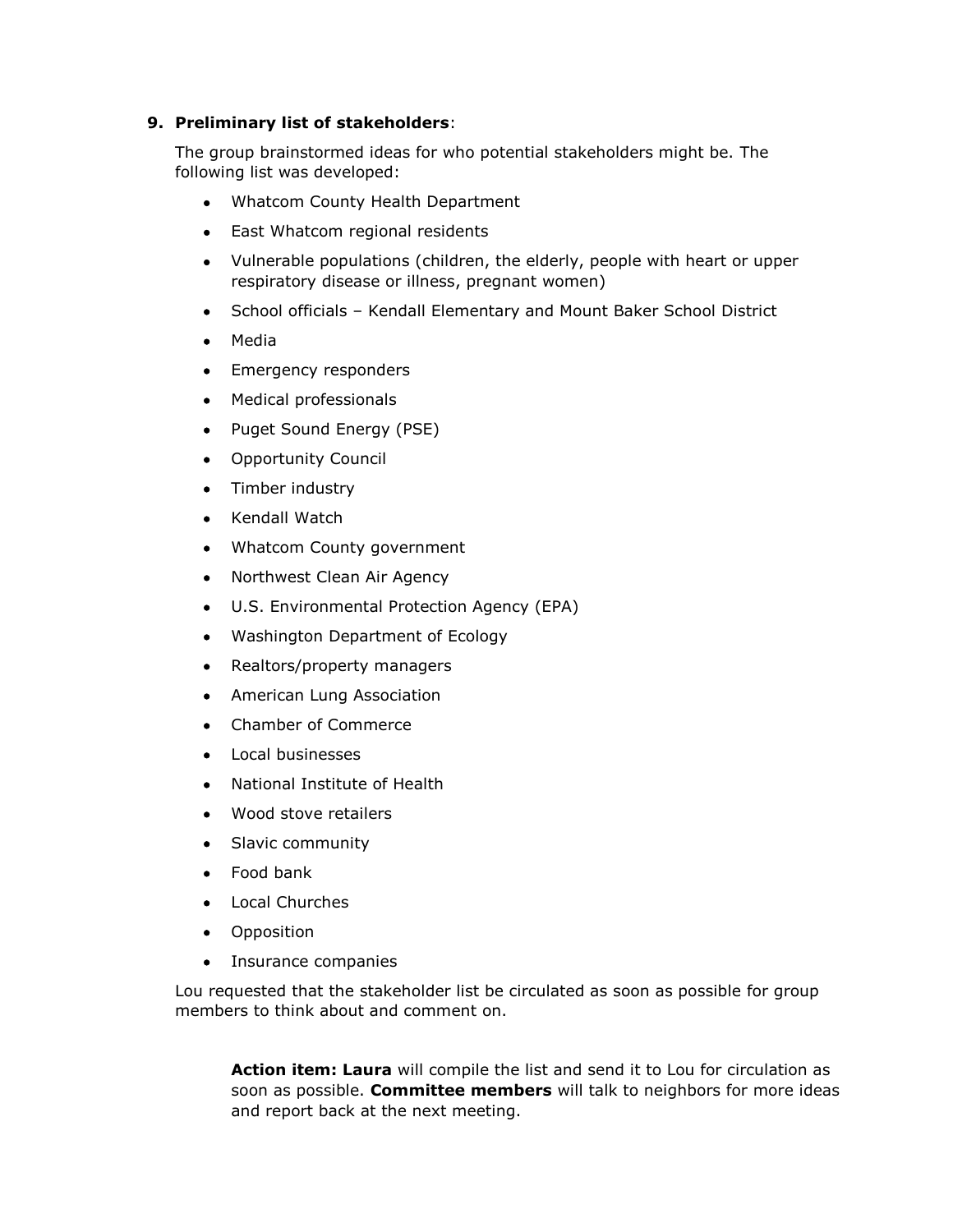9. **Preliminary list of stakeholders**:

   The group brainstormed ideas for who potential stakeholders might be. The following list was developed:

   - Whatcom County Health Department
   - East Whatcom regional residents
   - Vulnerable populations (children, the elderly, people with heart or upper respiratory disease or illness, pregnant women)
   - School officials – Kendall Elementary and Mount Baker School District
   - Media
   - Emergency responders
   - Medical professionals
   - Puget Sound Energy (PSE)
   - Opportunity Council
   - Timber industry
   - Kendall Watch
   - Whatcom County government
   - Northwest Clean Air Agency
   - U.S. Environmental Protection Agency (EPA)
   - Washington Department of Ecology
   - Realtors/property managers
   - American Lung Association
   - Chamber of Commerce
   - Local businesses
   - National Institute of Health
   - Wood stove retailers
   - Slavic community
   - Food bank
   - Local Churches
   - Opposition
   - Insurance companies

   Lou requested that the stakeholder list be circulated as soon as possible for group members to think about and comment on.

   > **Action item: Laura** will compile the list and send it to Lou for circulation as soon as possible. **Committee members** will talk to neighbors for more ideas and report back at the next meeting.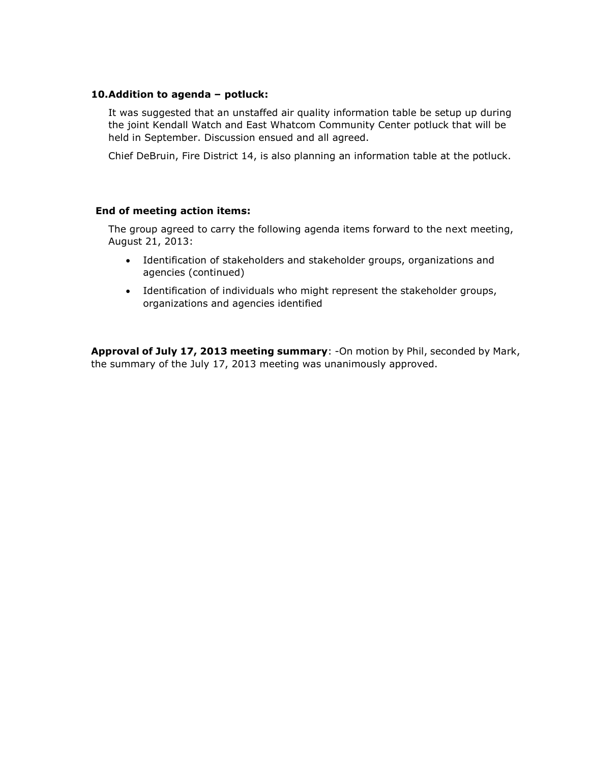**10. Addition to agenda – potluck:**

It was suggested that an unstaffed air quality information table be setup up during the joint Kendall Watch and East Whatcom Community Center potluck that will be held in September. Discussion ensued and all agreed.

Chief DeBruin, Fire District 14, is also planning an information table at the potluck.

**End of meeting action items:**

The group agreed to carry the following agenda items forward to the next meeting, August 21, 2013:

- Identification of stakeholders and stakeholder groups, organizations and agencies (continued)
- Identification of individuals who might represent the stakeholder groups, organizations and agencies identified

**Approval of July 17, 2013 meeting summary**: -On motion by Phil, seconded by Mark, the summary of the July 17, 2013 meeting was unanimously approved.